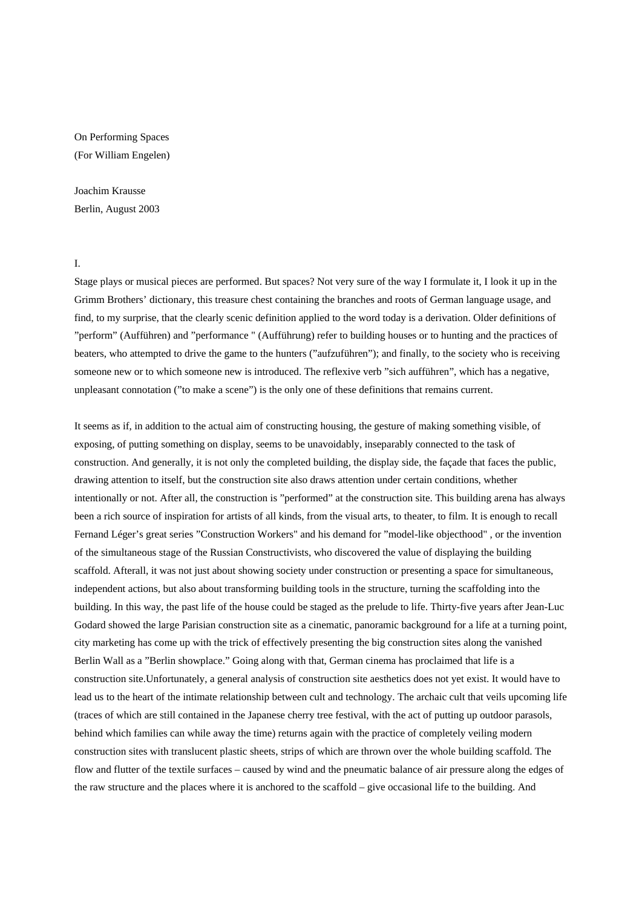On Performing Spaces
(For William Engelen)

Joachim Krausse
Berlin, August 2003

I.

Stage plays or musical pieces are performed. But spaces? Not very sure of the way I formulate it, I look it up in the Grimm Brothers' dictionary, this treasure chest containing the branches and roots of German language usage, and find, to my surprise, that the clearly scenic definition applied to the word today is a derivation. Older definitions of "perform" (Aufführen) and "performance " (Aufführung) refer to building houses or to hunting and the practices of beaters, who attempted to drive the game to the hunters ("aufzuführen"); and finally, to the society who is receiving someone new or to which someone new is introduced. The reflexive verb "sich aufführen", which has a negative, unpleasant connotation ("to make a scene") is the only one of these definitions that remains current.

It seems as if, in addition to the actual aim of constructing housing, the gesture of making something visible, of exposing, of putting something on display, seems to be unavoidably, inseparably connected to the task of construction. And generally, it is not only the completed building, the display side, the façade that faces the public, drawing attention to itself, but the construction site also draws attention under certain conditions, whether intentionally or not. After all, the construction is "performed" at the construction site. This building arena has always been a rich source of inspiration for artists of all kinds, from the visual arts, to theater, to film. It is enough to recall Fernand Léger's great series "Construction Workers" and his demand for "model-like objecthood" , or the invention of the simultaneous stage of the Russian Constructivists, who discovered the value of displaying the building scaffold. Afterall, it was not just about showing society under construction or presenting a space for simultaneous, independent actions, but also about transforming building tools in the structure, turning the scaffolding into the building. In this way, the past life of the house could be staged as the prelude to life. Thirty-five years after Jean-Luc Godard showed the large Parisian construction site as a cinematic, panoramic background for a life at a turning point, city marketing has come up with the trick of effectively presenting the big construction sites along the vanished Berlin Wall as a "Berlin showplace." Going along with that, German cinema has proclaimed that life is a construction site.Unfortunately, a general analysis of construction site aesthetics does not yet exist. It would have to lead us to the heart of the intimate relationship between cult and technology. The archaic cult that veils upcoming life (traces of which are still contained in the Japanese cherry tree festival, with the act of putting up outdoor parasols, behind which families can while away the time) returns again with the practice of completely veiling modern construction sites with translucent plastic sheets, strips of which are thrown over the whole building scaffold. The flow and flutter of the textile surfaces – caused by wind and the pneumatic balance of air pressure along the edges of the raw structure and the places where it is anchored to the scaffold – give occasional life to the building. And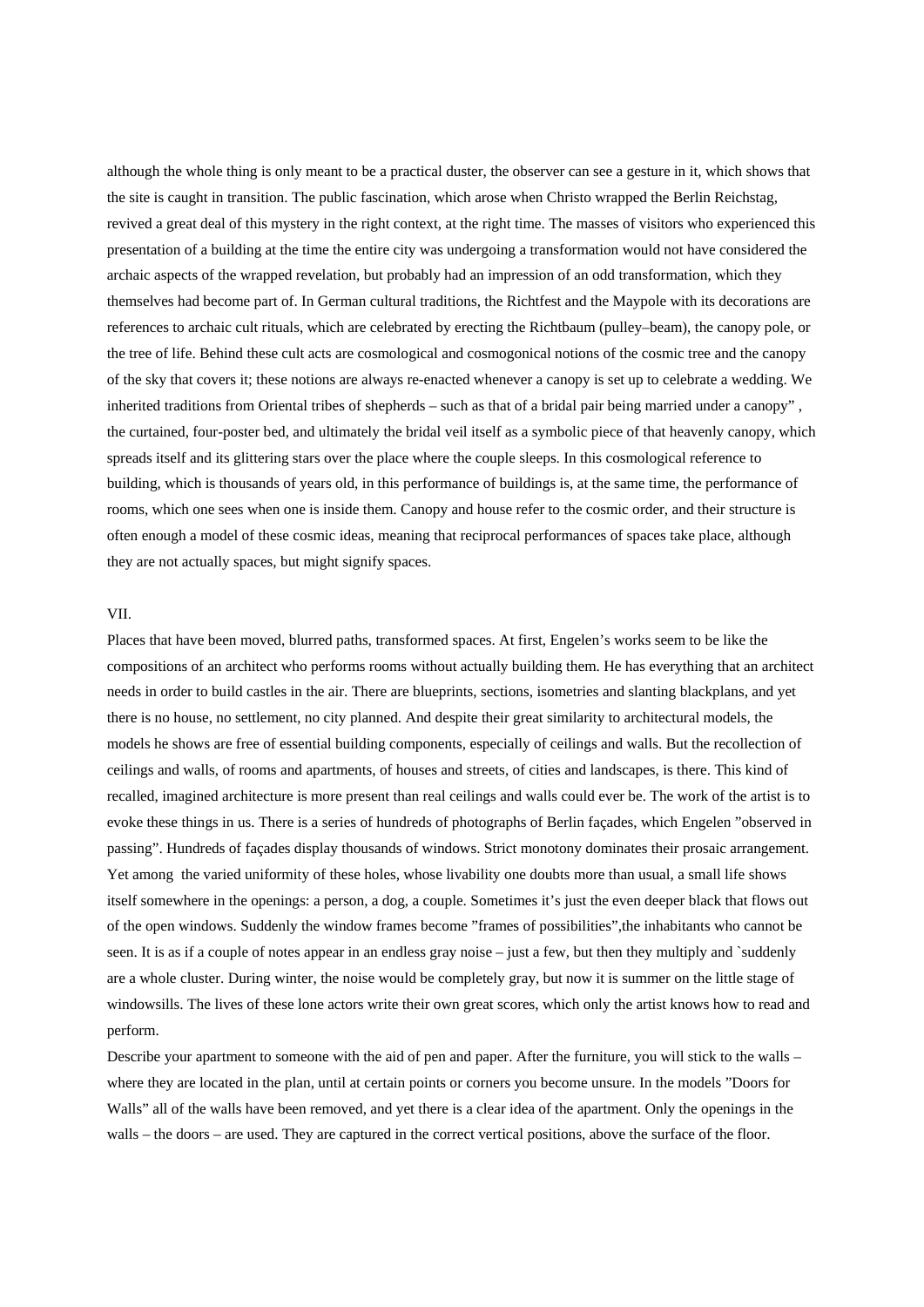although the whole thing is only meant to be a practical duster, the observer can see a gesture in it, which shows that the site is caught in transition. The public fascination, which arose when Christo wrapped the Berlin Reichstag, revived a great deal of this mystery in the right context, at the right time. The masses of visitors who experienced this presentation of a building at the time the entire city was undergoing a transformation would not have considered the archaic aspects of the wrapped revelation, but probably had an impression of an odd transformation, which they themselves had become part of. In German cultural traditions, the Richtfest and the Maypole with its decorations are references to archaic cult rituals, which are celebrated by erecting the Richtbaum (pulley–beam), the canopy pole, or the tree of life. Behind these cult acts are cosmological and cosmogonical notions of the cosmic tree and the canopy of the sky that covers it; these notions are always re-enacted whenever a canopy is set up to celebrate a wedding. We inherited traditions from Oriental tribes of shepherds – such as that of a bridal pair being married under a canopy" , the curtained, four-poster bed, and ultimately the bridal veil itself as a symbolic piece of that heavenly canopy, which spreads itself and its glittering stars over the place where the couple sleeps. In this cosmological reference to building, which is thousands of years old, in this performance of buildings is, at the same time, the performance of rooms, which one sees when one is inside them. Canopy and house refer to the cosmic order, and their structure is often enough a model of these cosmic ideas, meaning that reciprocal performances of spaces take place, although they are not actually spaces, but might signify spaces.

VII.

Places that have been moved, blurred paths, transformed spaces. At first, Engelen's works seem to be like the compositions of an architect who performs rooms without actually building them. He has everything that an architect needs in order to build castles in the air. There are blueprints, sections, isometries and slanting blackplans, and yet there is no house, no settlement, no city planned. And despite their great similarity to architectural models, the models he shows are free of essential building components, especially of ceilings and walls. But the recollection of ceilings and walls, of rooms and apartments, of houses and streets, of cities and landscapes, is there. This kind of recalled, imagined architecture is more present than real ceilings and walls could ever be. The work of the artist is to evoke these things in us. There is a series of hundreds of photographs of Berlin façades, which Engelen "observed in passing". Hundreds of façades display thousands of windows. Strict monotony dominates their prosaic arrangement. Yet among  the varied uniformity of these holes, whose livability one doubts more than usual, a small life shows itself somewhere in the openings: a person, a dog, a couple. Sometimes it's just the even deeper black that flows out of the open windows. Suddenly the window frames become "frames of possibilities",the inhabitants who cannot be seen. It is as if a couple of notes appear in an endless gray noise – just a few, but then they multiply and `suddenly are a whole cluster. During winter, the noise would be completely gray, but now it is summer on the little stage of windowsills. The lives of these lone actors write their own great scores, which only the artist knows how to read and perform.

Describe your apartment to someone with the aid of pen and paper. After the furniture, you will stick to the walls – where they are located in the plan, until at certain points or corners you become unsure. In the models "Doors for Walls" all of the walls have been removed, and yet there is a clear idea of the apartment. Only the openings in the walls – the doors – are used. They are captured in the correct vertical positions, above the surface of the floor.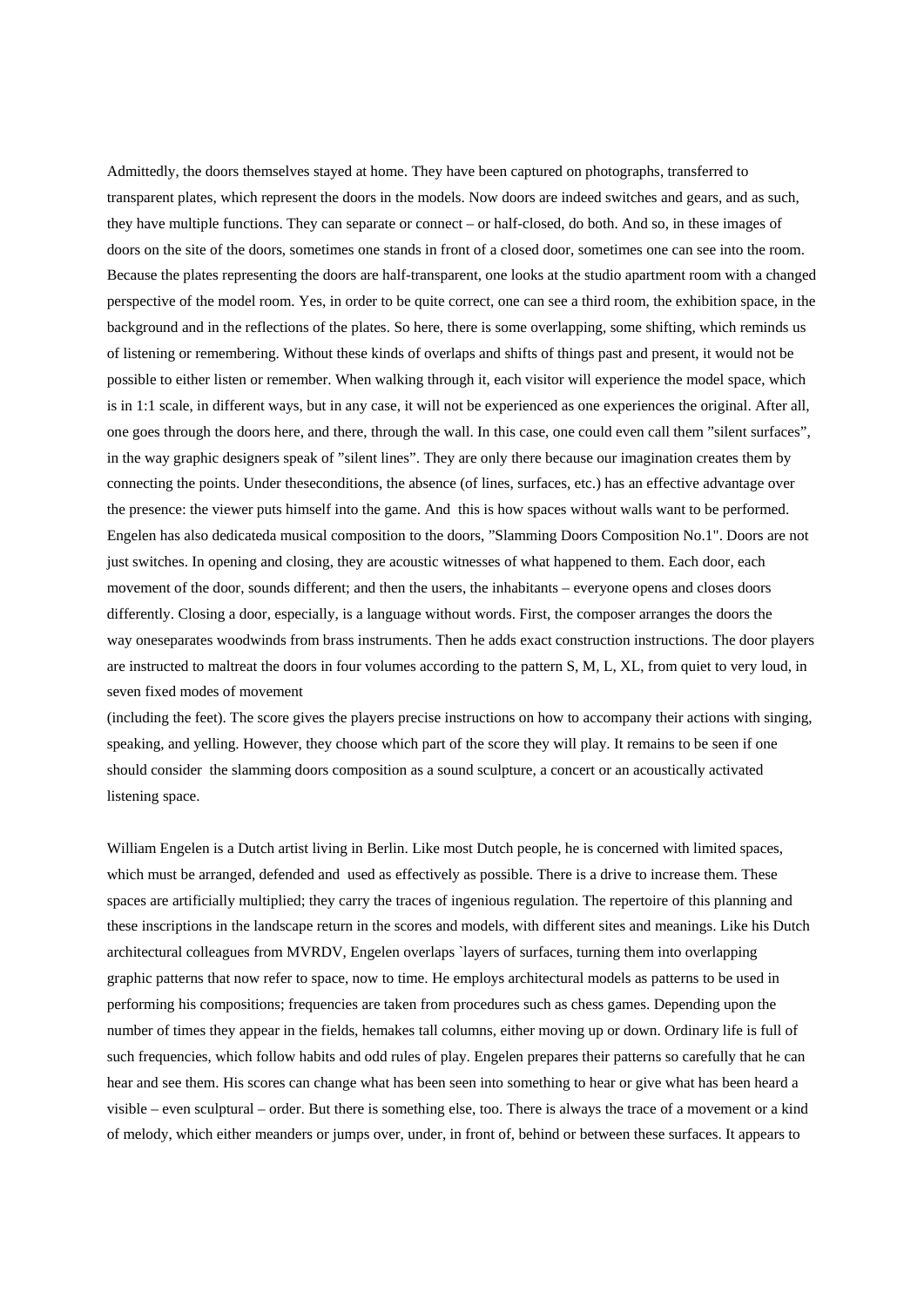Admittedly, the doors themselves stayed at home. They have been captured on photographs, transferred to transparent plates, which represent the doors in the models. Now doors are indeed switches and gears, and as such, they have multiple functions. They can separate or connect – or half-closed, do both. And so, in these images of doors on the site of the doors, sometimes one stands in front of a closed door, sometimes one can see into the room. Because the plates representing the doors are half-transparent, one looks at the studio apartment room with a changed perspective of the model room. Yes, in order to be quite correct, one can see a third room, the exhibition space, in the background and in the reflections of the plates. So here, there is some overlapping, some shifting, which reminds us of listening or remembering. Without these kinds of overlaps and shifts of things past and present, it would not be possible to either listen or remember. When walking through it, each visitor will experience the model space, which is in 1:1 scale, in different ways, but in any case, it will not be experienced as one experiences the original. After all, one goes through the doors here, and there, through the wall. In this case, one could even call them ”silent surfaces”, in the way graphic designers speak of ”silent lines”. They are only there because our imagination creates them by connecting the points. Under theseconditions, the absence (of lines, surfaces, etc.) has an effective advantage over the presence: the viewer puts himself into the game. And this is how spaces without walls want to be performed. Engelen has also dedicateda musical composition to the doors, ”Slamming Doors Composition No.1". Doors are not just switches. In opening and closing, they are acoustic witnesses of what happened to them. Each door, each movement of the door, sounds different; and then the users, the inhabitants – everyone opens and closes doors differently. Closing a door, especially, is a language without words. First, the composer arranges the doors the way oneseparates woodwinds from brass instruments. Then he adds exact construction instructions. The door players are instructed to maltreat the doors in four volumes according to the pattern S, M, L, XL, from quiet to very loud, in seven fixed modes of movement
(including the feet). The score gives the players precise instructions on how to accompany their actions with singing, speaking, and yelling. However, they choose which part of the score they will play. It remains to be seen if one should consider the slamming doors composition as a sound sculpture, a concert or an acoustically activated listening space.

William Engelen is a Dutch artist living in Berlin. Like most Dutch people, he is concerned with limited spaces, which must be arranged, defended and used as effectively as possible. There is a drive to increase them. These spaces are artificially multiplied; they carry the traces of ingenious regulation. The repertoire of this planning and these inscriptions in the landscape return in the scores and models, with different sites and meanings. Like his Dutch architectural colleagues from MVRDV, Engelen overlaps `layers of surfaces, turning them into overlapping graphic patterns that now refer to space, now to time. He employs architectural models as patterns to be used in performing his compositions; frequencies are taken from procedures such as chess games. Depending upon the number of times they appear in the fields, hemakes tall columns, either moving up or down. Ordinary life is full of such frequencies, which follow habits and odd rules of play. Engelen prepares their patterns so carefully that he can hear and see them. His scores can change what has been seen into something to hear or give what has been heard a visible – even sculptural – order. But there is something else, too. There is always the trace of a movement or a kind of melody, which either meanders or jumps over, under, in front of, behind or between these surfaces. It appears to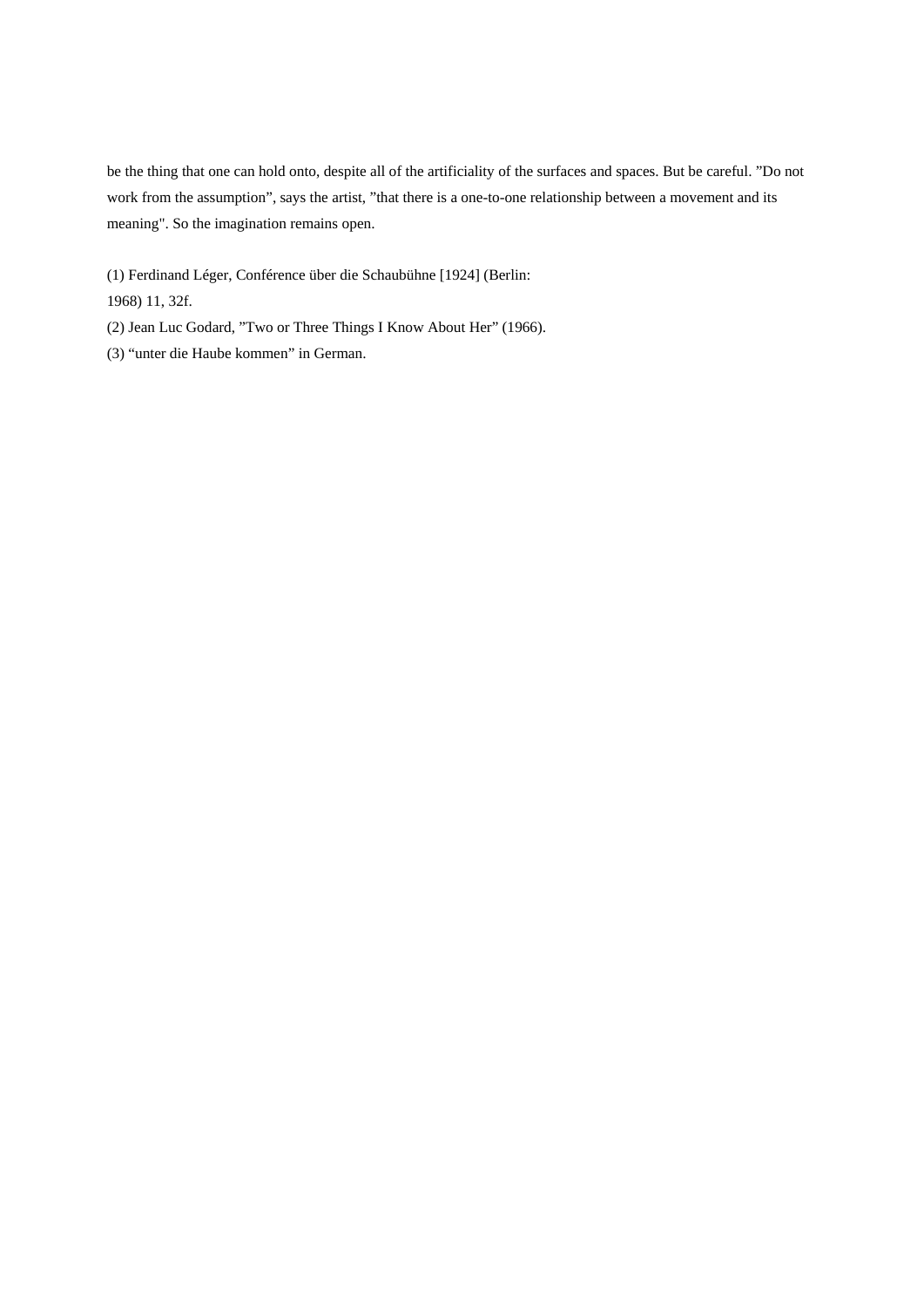be the thing that one can hold onto, despite all of the artificiality of the surfaces and spaces. But be careful. ”Do not work from the assumption”, says the artist, ”that there is a one-to-one relationship between a movement and its meaning". So the imagination remains open.

(1) Ferdinand Léger, Conférence über die Schaubühne [1924] (Berlin: 1968) 11, 32f.

(2) Jean Luc Godard, ”Two or Three Things I Know About Her” (1966).

(3) “unter die Haube kommen” in German.